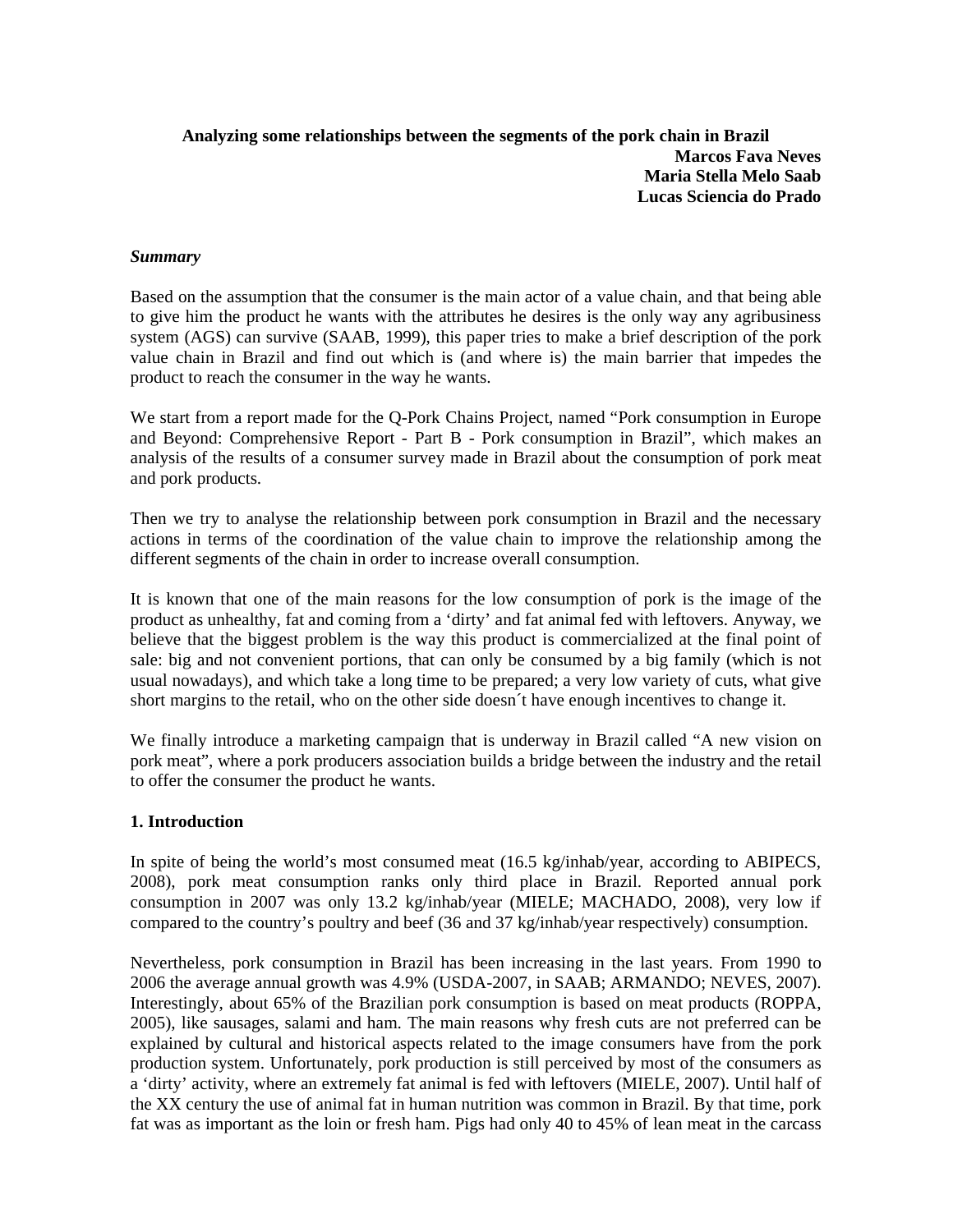# Analyzing some relationships between the segments of the pork chain in Brazil

**Marcos Fava Neves**
**Maria Stella Melo Saab**
**Lucas Sciencia do Prado**

***Summary***

Based on the assumption that the consumer is the main actor of a value chain, and that being able to give him the product he wants with the attributes he desires is the only way any agribusiness system (AGS) can survive (SAAB, 1999), this paper tries to make a brief description of the pork value chain in Brazil and find out which is (and where is) the main barrier that impedes the product to reach the consumer in the way he wants.

We start from a report made for the Q-Pork Chains Project, named "Pork consumption in Europe and Beyond: Comprehensive Report - Part B - Pork consumption in Brazil", which makes an analysis of the results of a consumer survey made in Brazil about the consumption of pork meat and pork products.

Then we try to analyse the relationship between pork consumption in Brazil and the necessary actions in terms of the coordination of the value chain to improve the relationship among the different segments of the chain in order to increase overall consumption.

It is known that one of the main reasons for the low consumption of pork is the image of the product as unhealthy, fat and coming from a 'dirty' and fat animal fed with leftovers. Anyway, we believe that the biggest problem is the way this product is commercialized at the final point of sale: big and not convenient portions, that can only be consumed by a big family (which is not usual nowadays), and which take a long time to be prepared; a very low variety of cuts, what give short margins to the retail, who on the other side doesn´t have enough incentives to change it.

We finally introduce a marketing campaign that is underway in Brazil called "A new vision on pork meat", where a pork producers association builds a bridge between the industry and the retail to offer the consumer the product he wants.

## 1. Introduction

In spite of being the world's most consumed meat (16.5 kg/inhab/year, according to ABIPECS, 2008), pork meat consumption ranks only third place in Brazil. Reported annual pork consumption in 2007 was only 13.2 kg/inhab/year (MIELE; MACHADO, 2008), very low if compared to the country's poultry and beef (36 and 37 kg/inhab/year respectively) consumption.

Nevertheless, pork consumption in Brazil has been increasing in the last years. From 1990 to 2006 the average annual growth was 4.9% (USDA-2007, in SAAB; ARMANDO; NEVES, 2007). Interestingly, about 65% of the Brazilian pork consumption is based on meat products (ROPPA, 2005), like sausages, salami and ham. The main reasons why fresh cuts are not preferred can be explained by cultural and historical aspects related to the image consumers have from the pork production system. Unfortunately, pork production is still perceived by most of the consumers as a 'dirty' activity, where an extremely fat animal is fed with leftovers (MIELE, 2007). Until half of the XX century the use of animal fat in human nutrition was common in Brazil. By that time, pork fat was as important as the loin or fresh ham. Pigs had only 40 to 45% of lean meat in the carcass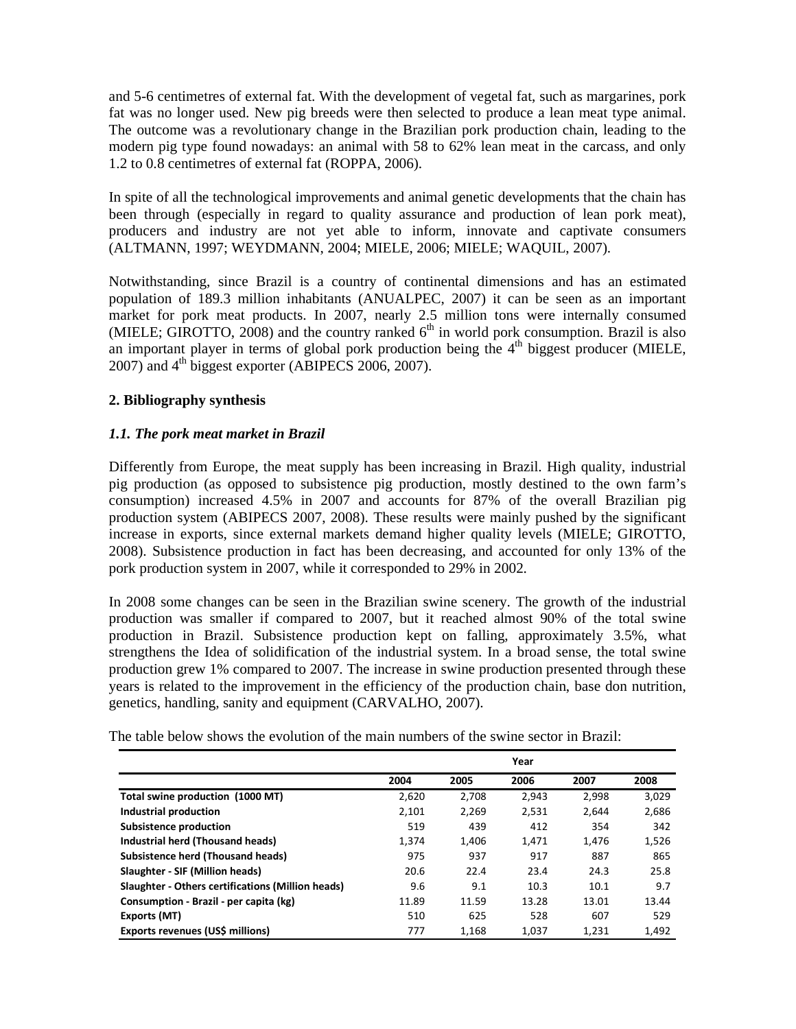and 5-6 centimetres of external fat. With the development of vegetal fat, such as margarines, pork fat was no longer used. New pig breeds were then selected to produce a lean meat type animal. The outcome was a revolutionary change in the Brazilian pork production chain, leading to the modern pig type found nowadays: an animal with 58 to 62% lean meat in the carcass, and only 1.2 to 0.8 centimetres of external fat (ROPPA, 2006).

In spite of all the technological improvements and animal genetic developments that the chain has been through (especially in regard to quality assurance and production of lean pork meat), producers and industry are not yet able to inform, innovate and captivate consumers (ALTMANN, 1997; WEYDMANN, 2004; MIELE, 2006; MIELE; WAQUIL, 2007).

Notwithstanding, since Brazil is a country of continental dimensions and has an estimated population of 189.3 million inhabitants (ANUALPEC, 2007) it can be seen as an important market for pork meat products. In 2007, nearly 2.5 million tons were internally consumed (MIELE; GIROTTO, 2008) and the country ranked 6th in world pork consumption. Brazil is also an important player in terms of global pork production being the 4th biggest producer (MIELE, 2007) and 4th biggest exporter (ABIPECS 2006, 2007).

## 2. Bibliography synthesis

### *1.1. The pork meat market in Brazil*

Differently from Europe, the meat supply has been increasing in Brazil. High quality, industrial pig production (as opposed to subsistence pig production, mostly destined to the own farm's consumption) increased 4.5% in 2007 and accounts for 87% of the overall Brazilian pig production system (ABIPECS 2007, 2008). These results were mainly pushed by the significant increase in exports, since external markets demand higher quality levels (MIELE; GIROTTO, 2008). Subsistence production in fact has been decreasing, and accounted for only 13% of the pork production system in 2007, while it corresponded to 29% in 2002.

In 2008 some changes can be seen in the Brazilian swine scenery. The growth of the industrial production was smaller if compared to 2007, but it reached almost 90% of the total swine production in Brazil. Subsistence production kept on falling, approximately 3.5%, what strengthens the Idea of solidification of the industrial system. In a broad sense, the total swine production grew 1% compared to 2007. The increase in swine production presented through these years is related to the improvement in the efficiency of the production chain, base don nutrition, genetics, handling, sanity and equipment (CARVALHO, 2007).

The table below shows the evolution of the main numbers of the swine sector in Brazil:

| | Year | | | | |
|---|---|---|---|---|---|
| | 2004 | 2005 | 2006 | 2007 | 2008 |
| **Total swine production (1000 MT)** | 2,620 | 2,708 | 2,943 | 2,998 | 3,029 |
| **Industrial production** | 2,101 | 2,269 | 2,531 | 2,644 | 2,686 |
| **Subsistence production** | 519 | 439 | 412 | 354 | 342 |
| **Industrial herd (Thousand heads)** | 1,374 | 1,406 | 1,471 | 1,476 | 1,526 |
| **Subsistence herd (Thousand heads)** | 975 | 937 | 917 | 887 | 865 |
| **Slaughter - SIF (Million heads)** | 20.6 | 22.4 | 23.4 | 24.3 | 25.8 |
| **Slaughter - Others certifications (Million heads)** | 9.6 | 9.1 | 10.3 | 10.1 | 9.7 |
| **Consumption - Brazil - per capita (kg)** | 11.89 | 11.59 | 13.28 | 13.01 | 13.44 |
| **Exports (MT)** | 510 | 625 | 528 | 607 | 529 |
| **Exports revenues (US$ millions)** | 777 | 1,168 | 1,037 | 1,231 | 1,492 |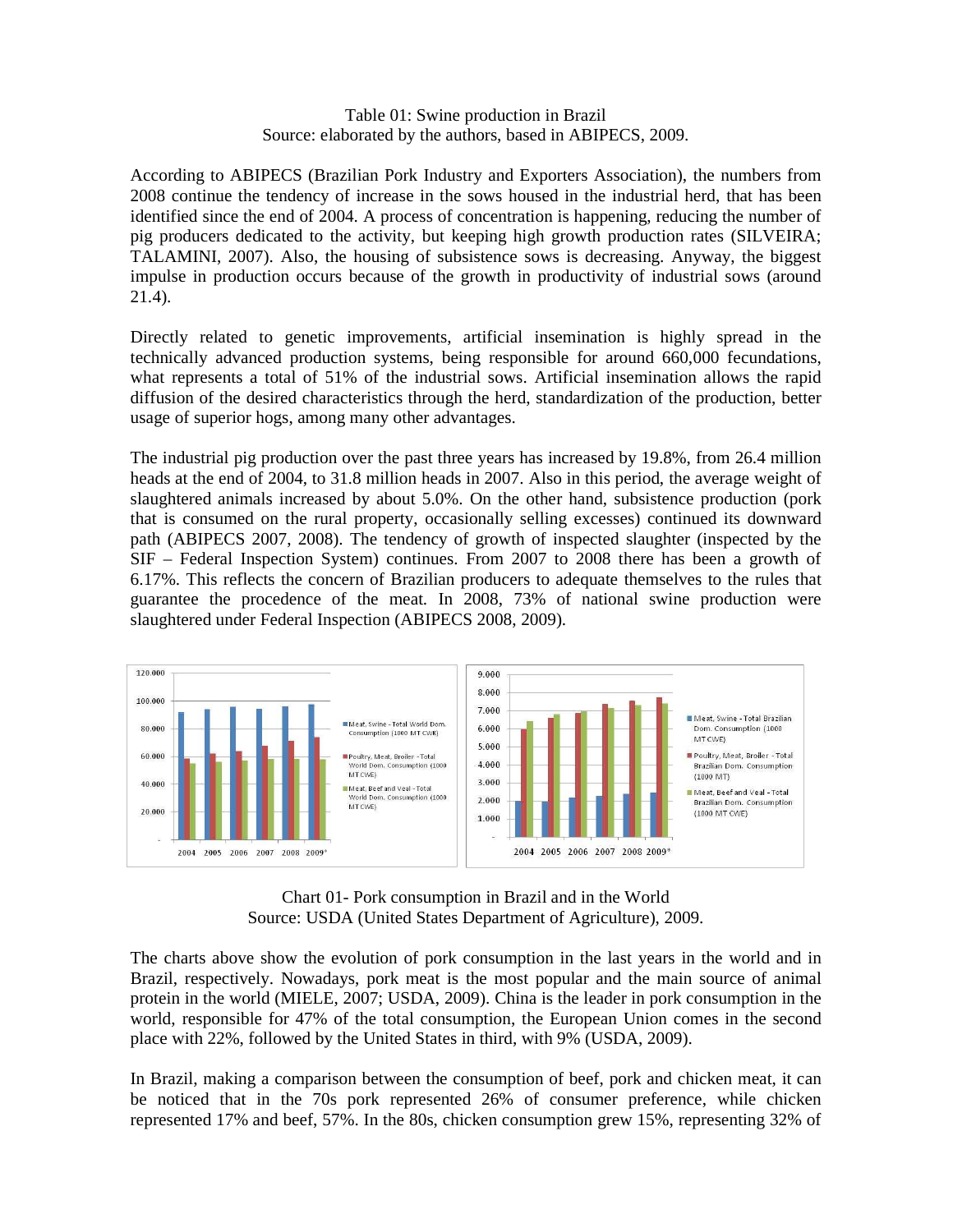Table 01: Swine production in Brazil
Source: elaborated by the authors, based in ABIPECS, 2009.

According to ABIPECS (Brazilian Pork Industry and Exporters Association), the numbers from 2008 continue the tendency of increase in the sows housed in the industrial herd, that has been identified since the end of 2004. A process of concentration is happening, reducing the number of pig producers dedicated to the activity, but keeping high growth production rates (SILVEIRA; TALAMINI, 2007). Also, the housing of subsistence sows is decreasing. Anyway, the biggest impulse in production occurs because of the growth in productivity of industrial sows (around 21.4).

Directly related to genetic improvements, artificial insemination is highly spread in the technically advanced production systems, being responsible for around 660,000 fecundations, what represents a total of 51% of the industrial sows. Artificial insemination allows the rapid diffusion of the desired characteristics through the herd, standardization of the production, better usage of superior hogs, among many other advantages.

The industrial pig production over the past three years has increased by 19.8%, from 26.4 million heads at the end of 2004, to 31.8 million heads in 2007. Also in this period, the average weight of slaughtered animals increased by about 5.0%. On the other hand, subsistence production (pork that is consumed on the rural property, occasionally selling excesses) continued its downward path (ABIPECS 2007, 2008). The tendency of growth of inspected slaughter (inspected by the SIF – Federal Inspection System) continues. From 2007 to 2008 there has been a growth of 6.17%. This reflects the concern of Brazilian producers to adequate themselves to the rules that guarantee the procedence of the meat. In 2008, 73% of national swine production were slaughtered under Federal Inspection (ABIPECS 2008, 2009).

Chart 01- Pork consumption in Brazil and in the World
Source: USDA (United States Department of Agriculture), 2009.

The charts above show the evolution of pork consumption in the last years in the world and in Brazil, respectively. Nowadays, pork meat is the most popular and the main source of animal protein in the world (MIELE, 2007; USDA, 2009). China is the leader in pork consumption in the world, responsible for 47% of the total consumption, the European Union comes in the second place with 22%, followed by the United States in third, with 9% (USDA, 2009).

In Brazil, making a comparison between the consumption of beef, pork and chicken meat, it can be noticed that in the 70s pork represented 26% of consumer preference, while chicken represented 17% and beef, 57%. In the 80s, chicken consumption grew 15%, representing 32% of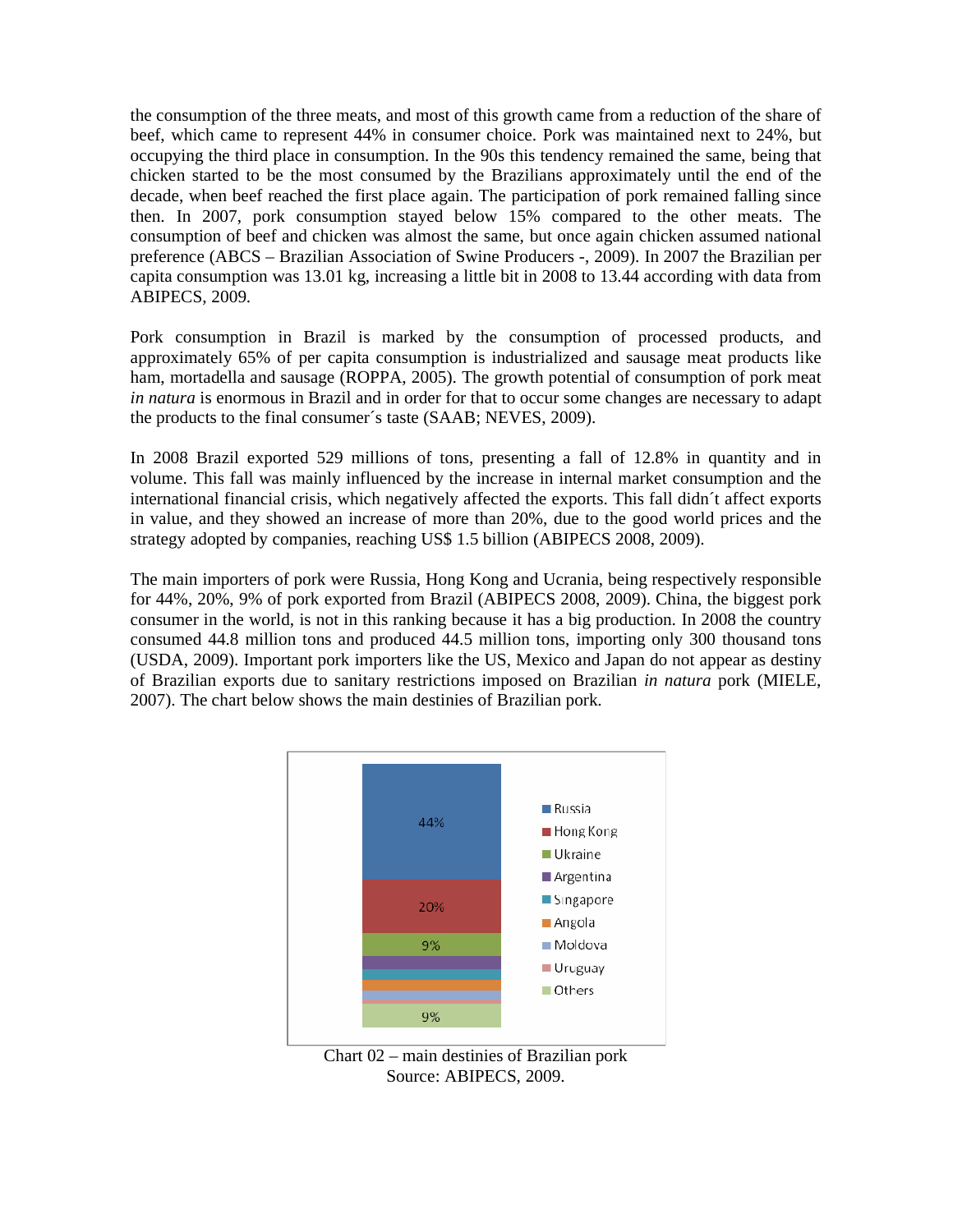the consumption of the three meats, and most of this growth came from a reduction of the share of beef, which came to represent 44% in consumer choice. Pork was maintained next to 24%, but occupying the third place in consumption. In the 90s this tendency remained the same, being that chicken started to be the most consumed by the Brazilians approximately until the end of the decade, when beef reached the first place again. The participation of pork remained falling since then. In 2007, pork consumption stayed below 15% compared to the other meats. The consumption of beef and chicken was almost the same, but once again chicken assumed national preference (ABCS – Brazilian Association of Swine Producers -, 2009). In 2007 the Brazilian per capita consumption was 13.01 kg, increasing a little bit in 2008 to 13.44 according with data from ABIPECS, 2009.

Pork consumption in Brazil is marked by the consumption of processed products, and approximately 65% of per capita consumption is industrialized and sausage meat products like ham, mortadella and sausage (ROPPA, 2005). The growth potential of consumption of pork meat *in natura* is enormous in Brazil and in order for that to occur some changes are necessary to adapt the products to the final consumer´s taste (SAAB; NEVES, 2009).

In 2008 Brazil exported 529 millions of tons, presenting a fall of 12.8% in quantity and in volume. This fall was mainly influenced by the increase in internal market consumption and the international financial crisis, which negatively affected the exports. This fall didn´t affect exports in value, and they showed an increase of more than 20%, due to the good world prices and the strategy adopted by companies, reaching US$ 1.5 billion (ABIPECS 2008, 2009).

The main importers of pork were Russia, Hong Kong and Ucrania, being respectively responsible for 44%, 20%, 9% of pork exported from Brazil (ABIPECS 2008, 2009). China, the biggest pork consumer in the world, is not in this ranking because it has a big production. In 2008 the country consumed 44.8 million tons and produced 44.5 million tons, importing only 300 thousand tons (USDA, 2009). Important pork importers like the US, Mexico and Japan do not appear as destiny of Brazilian exports due to sanitary restrictions imposed on Brazilian *in natura* pork (MIELE, 2007). The chart below shows the main destinies of Brazilian pork.

| Destination | Share |
|---|---|
| Russia | 44% |
| Hong Kong | 20% |
| Ukraine | 9% |
| Argentina | |
| Singapore | |
| Angola | |
| Moldova | |
| Uruguay | |
| Others | 9% |

Chart 02 – main destinies of Brazilian pork
Source: ABIPECS, 2009.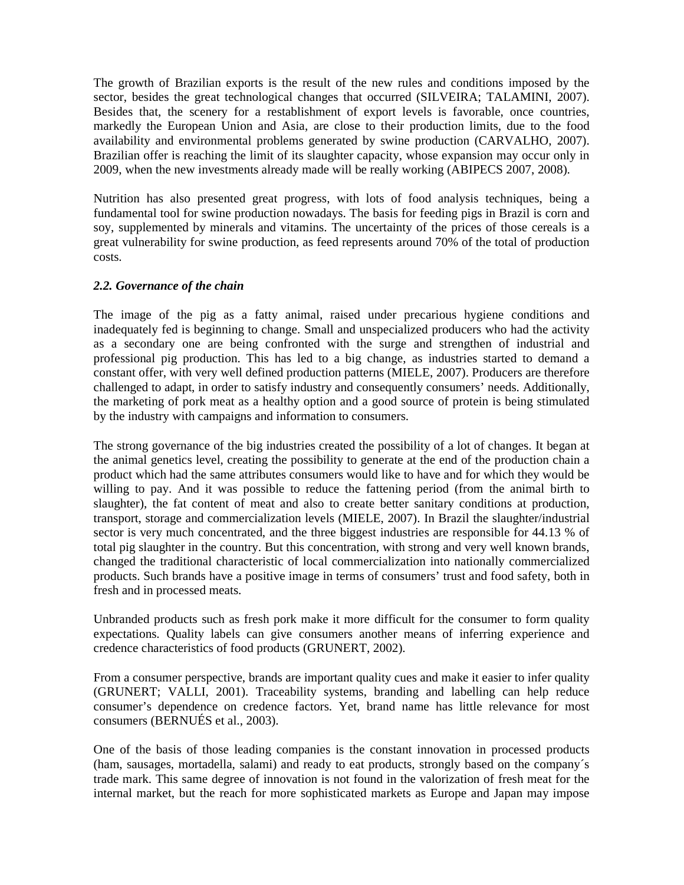The growth of Brazilian exports is the result of the new rules and conditions imposed by the sector, besides the great technological changes that occurred (SILVEIRA; TALAMINI, 2007). Besides that, the scenery for a restablishment of export levels is favorable, once countries, markedly the European Union and Asia, are close to their production limits, due to the food availability and environmental problems generated by swine production (CARVALHO, 2007). Brazilian offer is reaching the limit of its slaughter capacity, whose expansion may occur only in 2009, when the new investments already made will be really working (ABIPECS 2007, 2008).

Nutrition has also presented great progress, with lots of food analysis techniques, being a fundamental tool for swine production nowadays. The basis for feeding pigs in Brazil is corn and soy, supplemented by minerals and vitamins. The uncertainty of the prices of those cereals is a great vulnerability for swine production, as feed represents around 70% of the total of production costs.

### *2.2. Governance of the chain*

The image of the pig as a fatty animal, raised under precarious hygiene conditions and inadequately fed is beginning to change. Small and unspecialized producers who had the activity as a secondary one are being confronted with the surge and strengthen of industrial and professional pig production. This has led to a big change, as industries started to demand a constant offer, with very well defined production patterns (MIELE, 2007). Producers are therefore challenged to adapt, in order to satisfy industry and consequently consumers' needs. Additionally, the marketing of pork meat as a healthy option and a good source of protein is being stimulated by the industry with campaigns and information to consumers.

The strong governance of the big industries created the possibility of a lot of changes. It began at the animal genetics level, creating the possibility to generate at the end of the production chain a product which had the same attributes consumers would like to have and for which they would be willing to pay. And it was possible to reduce the fattening period (from the animal birth to slaughter), the fat content of meat and also to create better sanitary conditions at production, transport, storage and commercialization levels (MIELE, 2007). In Brazil the slaughter/industrial sector is very much concentrated, and the three biggest industries are responsible for 44.13 % of total pig slaughter in the country. But this concentration, with strong and very well known brands, changed the traditional characteristic of local commercialization into nationally commercialized products. Such brands have a positive image in terms of consumers' trust and food safety, both in fresh and in processed meats.

Unbranded products such as fresh pork make it more difficult for the consumer to form quality expectations. Quality labels can give consumers another means of inferring experience and credence characteristics of food products (GRUNERT, 2002).

From a consumer perspective, brands are important quality cues and make it easier to infer quality (GRUNERT; VALLI, 2001). Traceability systems, branding and labelling can help reduce consumer's dependence on credence factors. Yet, brand name has little relevance for most consumers (BERNUÉS et al., 2003).

One of the basis of those leading companies is the constant innovation in processed products (ham, sausages, mortadella, salami) and ready to eat products, strongly based on the company´s trade mark. This same degree of innovation is not found in the valorization of fresh meat for the internal market, but the reach for more sophisticated markets as Europe and Japan may impose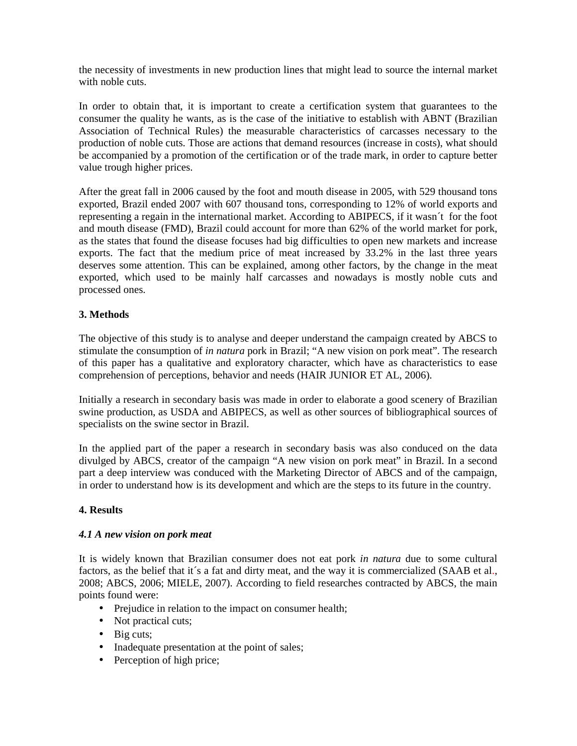the necessity of investments in new production lines that might lead to source the internal market with noble cuts.

In order to obtain that, it is important to create a certification system that guarantees to the consumer the quality he wants, as is the case of the initiative to establish with ABNT (Brazilian Association of Technical Rules) the measurable characteristics of carcasses necessary to the production of noble cuts. Those are actions that demand resources (increase in costs), what should be accompanied by a promotion of the certification or of the trade mark, in order to capture better value trough higher prices.

After the great fall in 2006 caused by the foot and mouth disease in 2005, with 529 thousand tons exported, Brazil ended 2007 with 607 thousand tons, corresponding to 12% of world exports and representing a regain in the international market. According to ABIPECS, if it wasn´t for the foot and mouth disease (FMD), Brazil could account for more than 62% of the world market for pork, as the states that found the disease focuses had big difficulties to open new markets and increase exports. The fact that the medium price of meat increased by 33.2% in the last three years deserves some attention. This can be explained, among other factors, by the change in the meat exported, which used to be mainly half carcasses and nowadays is mostly noble cuts and processed ones.

## 3. Methods

The objective of this study is to analyse and deeper understand the campaign created by ABCS to stimulate the consumption of *in natura* pork in Brazil; "A new vision on pork meat". The research of this paper has a qualitative and exploratory character, which have as characteristics to ease comprehension of perceptions, behavior and needs (HAIR JUNIOR ET AL, 2006).

Initially a research in secondary basis was made in order to elaborate a good scenery of Brazilian swine production, as USDA and ABIPECS, as well as other sources of bibliographical sources of specialists on the swine sector in Brazil.

In the applied part of the paper a research in secondary basis was also conduced on the data divulged by ABCS, creator of the campaign "A new vision on pork meat" in Brazil. In a second part a deep interview was conduced with the Marketing Director of ABCS and of the campaign, in order to understand how is its development and which are the steps to its future in the country.

## 4. Results

### *4.1 A new vision on pork meat*

It is widely known that Brazilian consumer does not eat pork *in natura* due to some cultural factors, as the belief that it´s a fat and dirty meat, and the way it is commercialized (SAAB et al., 2008; ABCS, 2006; MIELE, 2007). According to field researches contracted by ABCS, the main points found were:

- Prejudice in relation to the impact on consumer health;
- Not practical cuts;
- Big cuts;
- Inadequate presentation at the point of sales;
- Perception of high price;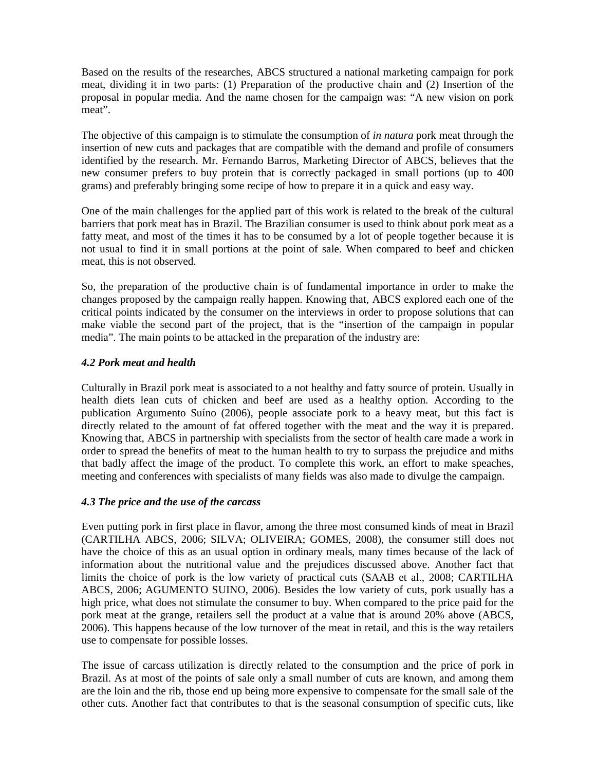Based on the results of the researches, ABCS structured a national marketing campaign for pork meat, dividing it in two parts: (1) Preparation of the productive chain and (2) Insertion of the proposal in popular media. And the name chosen for the campaign was: "A new vision on pork meat".

The objective of this campaign is to stimulate the consumption of *in natura* pork meat through the insertion of new cuts and packages that are compatible with the demand and profile of consumers identified by the research. Mr. Fernando Barros, Marketing Director of ABCS, believes that the new consumer prefers to buy protein that is correctly packaged in small portions (up to 400 grams) and preferably bringing some recipe of how to prepare it in a quick and easy way.

One of the main challenges for the applied part of this work is related to the break of the cultural barriers that pork meat has in Brazil. The Brazilian consumer is used to think about pork meat as a fatty meat, and most of the times it has to be consumed by a lot of people together because it is not usual to find it in small portions at the point of sale. When compared to beef and chicken meat, this is not observed.

So, the preparation of the productive chain is of fundamental importance in order to make the changes proposed by the campaign really happen. Knowing that, ABCS explored each one of the critical points indicated by the consumer on the interviews in order to propose solutions that can make viable the second part of the project, that is the "insertion of the campaign in popular media". The main points to be attacked in the preparation of the industry are:

### *4.2 Pork meat and health*

Culturally in Brazil pork meat is associated to a not healthy and fatty source of protein. Usually in health diets lean cuts of chicken and beef are used as a healthy option. According to the publication Argumento Suíno (2006), people associate pork to a heavy meat, but this fact is directly related to the amount of fat offered together with the meat and the way it is prepared. Knowing that, ABCS in partnership with specialists from the sector of health care made a work in order to spread the benefits of meat to the human health to try to surpass the prejudice and miths that badly affect the image of the product. To complete this work, an effort to make speaches, meeting and conferences with specialists of many fields was also made to divulge the campaign.

### *4.3 The price and the use of the carcass*

Even putting pork in first place in flavor, among the three most consumed kinds of meat in Brazil (CARTILHA ABCS, 2006; SILVA; OLIVEIRA; GOMES, 2008), the consumer still does not have the choice of this as an usual option in ordinary meals, many times because of the lack of information about the nutritional value and the prejudices discussed above. Another fact that limits the choice of pork is the low variety of practical cuts (SAAB et al., 2008; CARTILHA ABCS, 2006; AGUMENTO SUINO, 2006). Besides the low variety of cuts, pork usually has a high price, what does not stimulate the consumer to buy. When compared to the price paid for the pork meat at the grange, retailers sell the product at a value that is around 20% above (ABCS, 2006). This happens because of the low turnover of the meat in retail, and this is the way retailers use to compensate for possible losses.

The issue of carcass utilization is directly related to the consumption and the price of pork in Brazil. As at most of the points of sale only a small number of cuts are known, and among them are the loin and the rib, those end up being more expensive to compensate for the small sale of the other cuts. Another fact that contributes to that is the seasonal consumption of specific cuts, like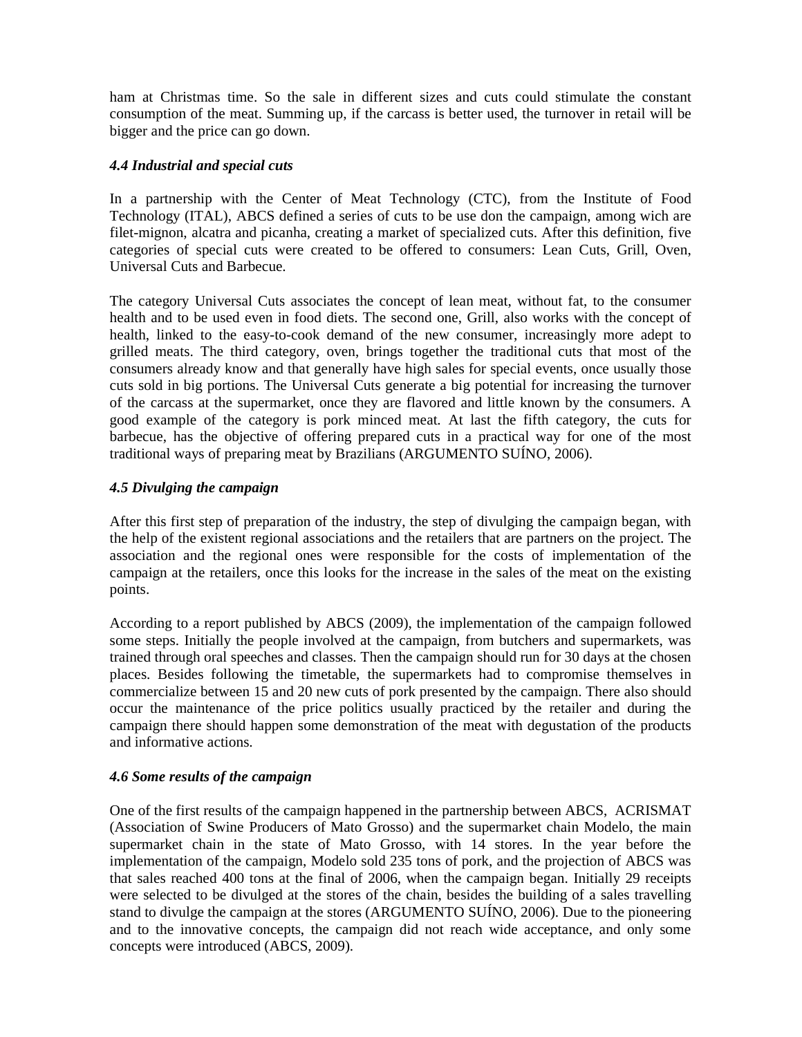ham at Christmas time. So the sale in different sizes and cuts could stimulate the constant consumption of the meat. Summing up, if the carcass is better used, the turnover in retail will be bigger and the price can go down.

### *4.4 Industrial and special cuts*

In a partnership with the Center of Meat Technology (CTC), from the Institute of Food Technology (ITAL), ABCS defined a series of cuts to be use don the campaign, among wich are filet-mignon, alcatra and picanha, creating a market of specialized cuts. After this definition, five categories of special cuts were created to be offered to consumers: Lean Cuts, Grill, Oven, Universal Cuts and Barbecue.

The category Universal Cuts associates the concept of lean meat, without fat, to the consumer health and to be used even in food diets. The second one, Grill, also works with the concept of health, linked to the easy-to-cook demand of the new consumer, increasingly more adept to grilled meats. The third category, oven, brings together the traditional cuts that most of the consumers already know and that generally have high sales for special events, once usually those cuts sold in big portions. The Universal Cuts generate a big potential for increasing the turnover of the carcass at the supermarket, once they are flavored and little known by the consumers. A good example of the category is pork minced meat. At last the fifth category, the cuts for barbecue, has the objective of offering prepared cuts in a practical way for one of the most traditional ways of preparing meat by Brazilians (ARGUMENTO SUÍNO, 2006).

### *4.5 Divulging the campaign*

After this first step of preparation of the industry, the step of divulging the campaign began, with the help of the existent regional associations and the retailers that are partners on the project. The association and the regional ones were responsible for the costs of implementation of the campaign at the retailers, once this looks for the increase in the sales of the meat on the existing points.

According to a report published by ABCS (2009), the implementation of the campaign followed some steps. Initially the people involved at the campaign, from butchers and supermarkets, was trained through oral speeches and classes. Then the campaign should run for 30 days at the chosen places. Besides following the timetable, the supermarkets had to compromise themselves in commercialize between 15 and 20 new cuts of pork presented by the campaign. There also should occur the maintenance of the price politics usually practiced by the retailer and during the campaign there should happen some demonstration of the meat with degustation of the products and informative actions.

### *4.6 Some results of the campaign*

One of the first results of the campaign happened in the partnership between ABCS, ACRISMAT (Association of Swine Producers of Mato Grosso) and the supermarket chain Modelo, the main supermarket chain in the state of Mato Grosso, with 14 stores. In the year before the implementation of the campaign, Modelo sold 235 tons of pork, and the projection of ABCS was that sales reached 400 tons at the final of 2006, when the campaign began. Initially 29 receipts were selected to be divulged at the stores of the chain, besides the building of a sales travelling stand to divulge the campaign at the stores (ARGUMENTO SUÍNO, 2006). Due to the pioneering and to the innovative concepts, the campaign did not reach wide acceptance, and only some concepts were introduced (ABCS, 2009).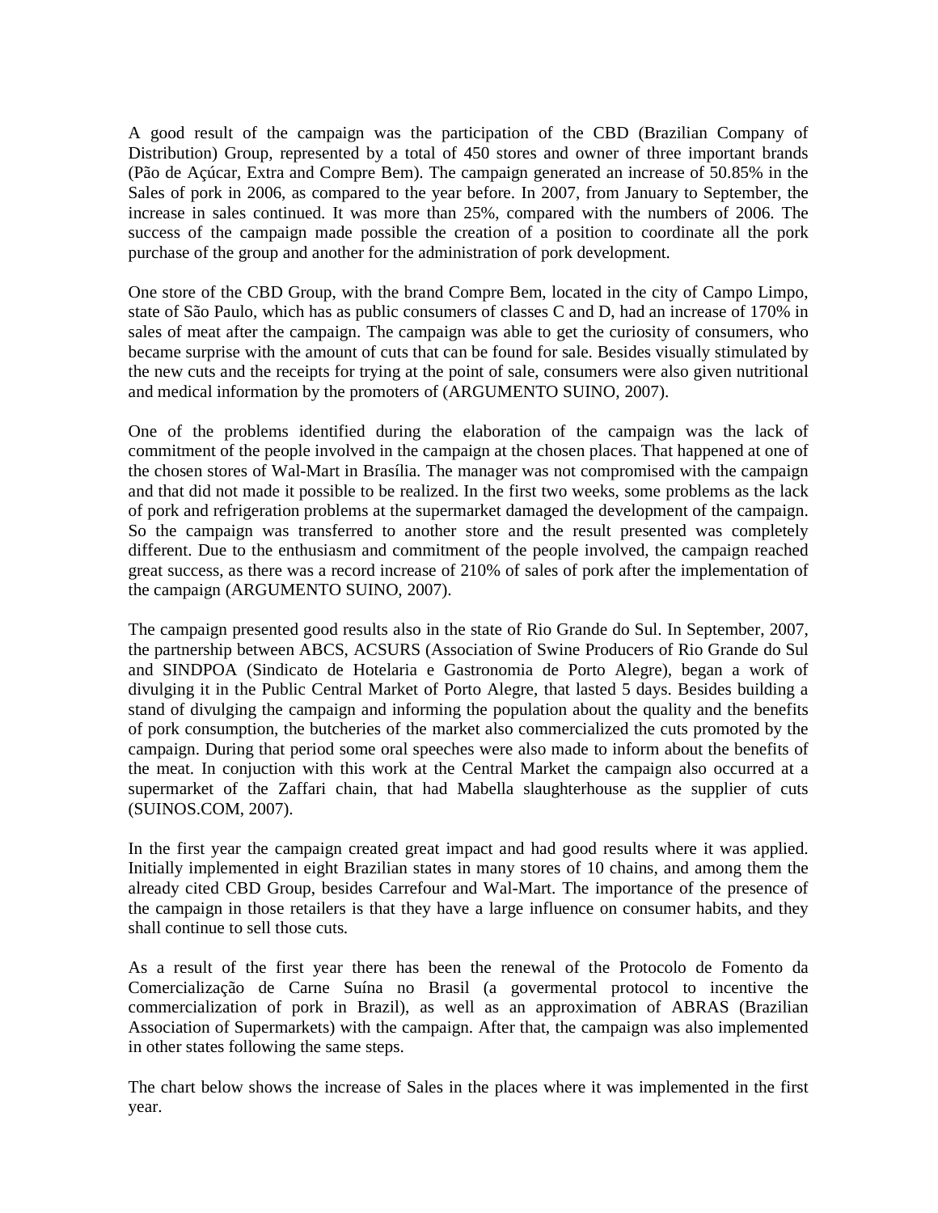A good result of the campaign was the participation of the CBD (Brazilian Company of Distribution) Group, represented by a total of 450 stores and owner of three important brands (Pão de Açúcar, Extra and Compre Bem). The campaign generated an increase of 50.85% in the Sales of pork in 2006, as compared to the year before. In 2007, from January to September, the increase in sales continued. It was more than 25%, compared with the numbers of 2006. The success of the campaign made possible the creation of a position to coordinate all the pork purchase of the group and another for the administration of pork development.

One store of the CBD Group, with the brand Compre Bem, located in the city of Campo Limpo, state of São Paulo, which has as public consumers of classes C and D, had an increase of 170% in sales of meat after the campaign. The campaign was able to get the curiosity of consumers, who became surprise with the amount of cuts that can be found for sale. Besides visually stimulated by the new cuts and the receipts for trying at the point of sale, consumers were also given nutritional and medical information by the promoters of (ARGUMENTO SUINO, 2007).

One of the problems identified during the elaboration of the campaign was the lack of commitment of the people involved in the campaign at the chosen places. That happened at one of the chosen stores of Wal-Mart in Brasília. The manager was not compromised with the campaign and that did not made it possible to be realized. In the first two weeks, some problems as the lack of pork and refrigeration problems at the supermarket damaged the development of the campaign. So the campaign was transferred to another store and the result presented was completely different. Due to the enthusiasm and commitment of the people involved, the campaign reached great success, as there was a record increase of 210% of sales of pork after the implementation of the campaign (ARGUMENTO SUINO, 2007).

The campaign presented good results also in the state of Rio Grande do Sul. In September, 2007, the partnership between ABCS, ACSURS (Association of Swine Producers of Rio Grande do Sul and SINDPOA (Sindicato de Hotelaria e Gastronomia de Porto Alegre), began a work of divulging it in the Public Central Market of Porto Alegre, that lasted 5 days. Besides building a stand of divulging the campaign and informing the population about the quality and the benefits of pork consumption, the butcheries of the market also commercialized the cuts promoted by the campaign. During that period some oral speeches were also made to inform about the benefits of the meat. In conjuction with this work at the Central Market the campaign also occurred at a supermarket of the Zaffari chain, that had Mabella slaughterhouse as the supplier of cuts (SUINOS.COM, 2007).

In the first year the campaign created great impact and had good results where it was applied. Initially implemented in eight Brazilian states in many stores of 10 chains, and among them the already cited CBD Group, besides Carrefour and Wal-Mart. The importance of the presence of the campaign in those retailers is that they have a large influence on consumer habits, and they shall continue to sell those cuts.

As a result of the first year there has been the renewal of the Protocolo de Fomento da Comercialização de Carne Suína no Brasil (a govermental protocol to incentive the commercialization of pork in Brazil), as well as an approximation of ABRAS (Brazilian Association of Supermarkets) with the campaign. After that, the campaign was also implemented in other states following the same steps.

The chart below shows the increase of Sales in the places where it was implemented in the first year.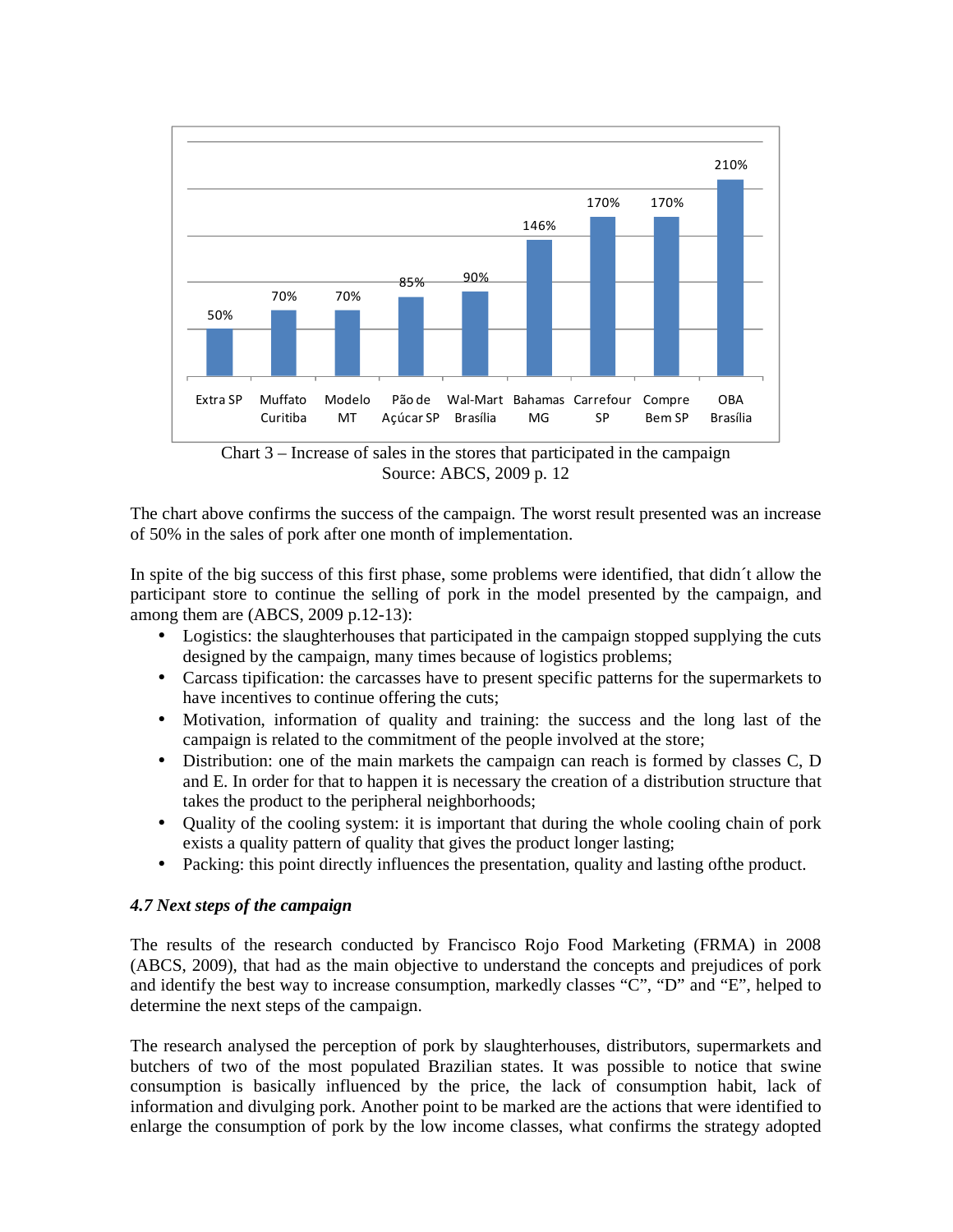| Store | Increase of sales |
|---|---|
| Extra SP | 50% |
| Muffato Curitiba | 70% |
| Modelo MT | 70% |
| Pão de Açúcar SP | 85% |
| Wal-Mart Brasília | 90% |
| Bahamas MG | 146% |
| Carrefour SP | 170% |
| Compre Bem SP | 170% |
| OBA Brasília | 210% |

Chart 3 – Increase of sales in the stores that participated in the campaign
Source: ABCS, 2009 p. 12

The chart above confirms the success of the campaign. The worst result presented was an increase of 50% in the sales of pork after one month of implementation.

In spite of the big success of this first phase, some problems were identified, that didn´t allow the participant store to continue the selling of pork in the model presented by the campaign, and among them are (ABCS, 2009 p.12-13):

- Logistics: the slaughterhouses that participated in the campaign stopped supplying the cuts designed by the campaign, many times because of logistics problems;
- Carcass tipification: the carcasses have to present specific patterns for the supermarkets to have incentives to continue offering the cuts;
- Motivation, information of quality and training: the success and the long last of the campaign is related to the commitment of the people involved at the store;
- Distribution: one of the main markets the campaign can reach is formed by classes C, D and E. In order for that to happen it is necessary the creation of a distribution structure that takes the product to the peripheral neighborhoods;
- Quality of the cooling system: it is important that during the whole cooling chain of pork exists a quality pattern of quality that gives the product longer lasting;
- Packing: this point directly influences the presentation, quality and lasting ofthe product.

### *4.7 Next steps of the campaign*

The results of the research conducted by Francisco Rojo Food Marketing (FRMA) in 2008 (ABCS, 2009), that had as the main objective to understand the concepts and prejudices of pork and identify the best way to increase consumption, markedly classes “C”, “D” and “E”, helped to determine the next steps of the campaign.

The research analysed the perception of pork by slaughterhouses, distributors, supermarkets and butchers of two of the most populated Brazilian states. It was possible to notice that swine consumption is basically influenced by the price, the lack of consumption habit, lack of information and divulging pork. Another point to be marked are the actions that were identified to enlarge the consumption of pork by the low income classes, what confirms the strategy adopted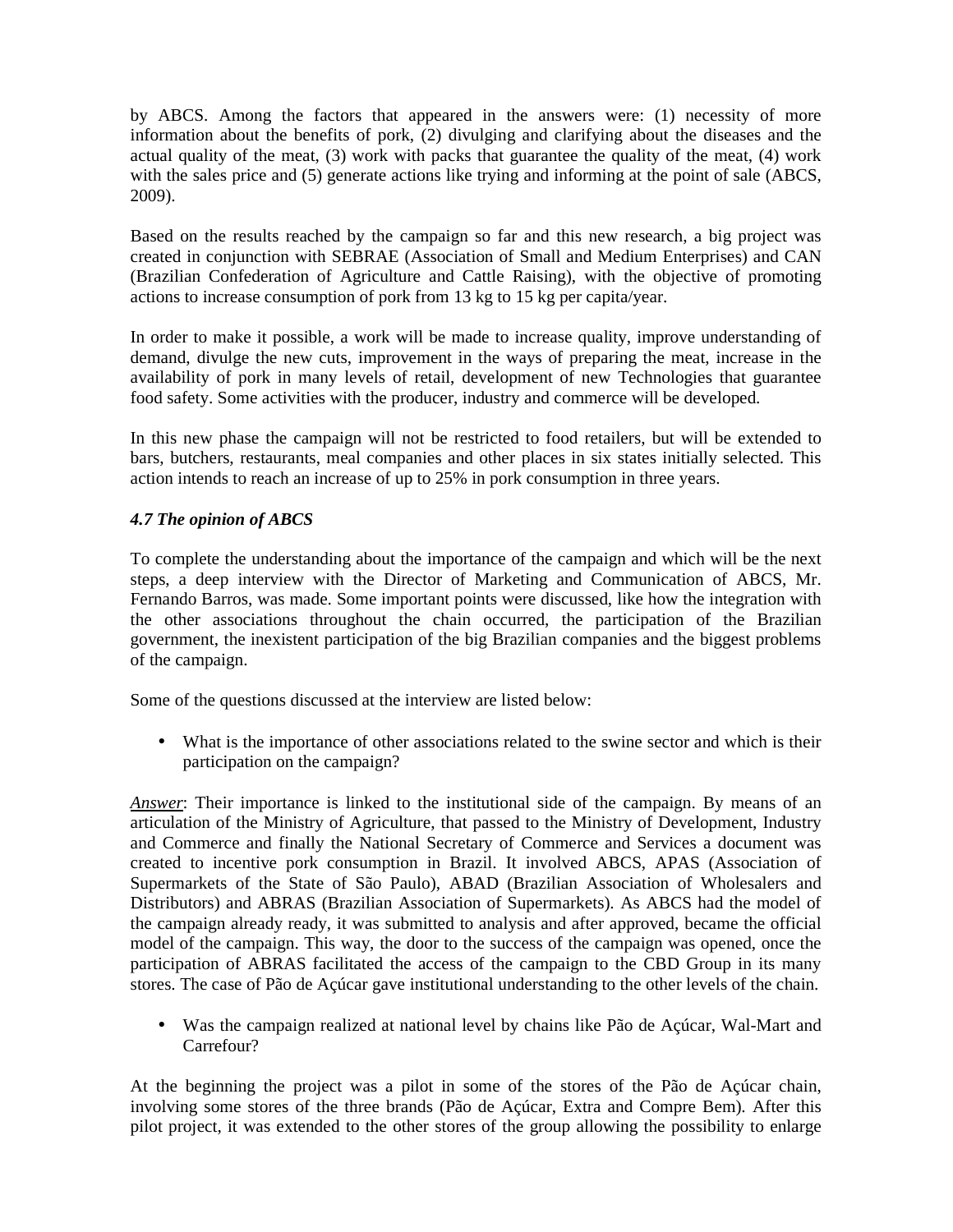by ABCS. Among the factors that appeared in the answers were: (1) necessity of more information about the benefits of pork, (2) divulging and clarifying about the diseases and the actual quality of the meat, (3) work with packs that guarantee the quality of the meat, (4) work with the sales price and (5) generate actions like trying and informing at the point of sale (ABCS, 2009).

Based on the results reached by the campaign so far and this new research, a big project was created in conjunction with SEBRAE (Association of Small and Medium Enterprises) and CAN (Brazilian Confederation of Agriculture and Cattle Raising), with the objective of promoting actions to increase consumption of pork from 13 kg to 15 kg per capita/year.

In order to make it possible, a work will be made to increase quality, improve understanding of demand, divulge the new cuts, improvement in the ways of preparing the meat, increase in the availability of pork in many levels of retail, development of new Technologies that guarantee food safety. Some activities with the producer, industry and commerce will be developed.

In this new phase the campaign will not be restricted to food retailers, but will be extended to bars, butchers, restaurants, meal companies and other places in six states initially selected. This action intends to reach an increase of up to 25% in pork consumption in three years.

### *4.7 The opinion of ABCS*

To complete the understanding about the importance of the campaign and which will be the next steps, a deep interview with the Director of Marketing and Communication of ABCS, Mr. Fernando Barros, was made. Some important points were discussed, like how the integration with the other associations throughout the chain occurred, the participation of the Brazilian government, the inexistent participation of the big Brazilian companies and the biggest problems of the campaign.

Some of the questions discussed at the interview are listed below:

- What is the importance of other associations related to the swine sector and which is their participation on the campaign?

*Answer*: Their importance is linked to the institutional side of the campaign. By means of an articulation of the Ministry of Agriculture, that passed to the Ministry of Development, Industry and Commerce and finally the National Secretary of Commerce and Services a document was created to incentive pork consumption in Brazil. It involved ABCS, APAS (Association of Supermarkets of the State of São Paulo), ABAD (Brazilian Association of Wholesalers and Distributors) and ABRAS (Brazilian Association of Supermarkets). As ABCS had the model of the campaign already ready, it was submitted to analysis and after approved, became the official model of the campaign. This way, the door to the success of the campaign was opened, once the participation of ABRAS facilitated the access of the campaign to the CBD Group in its many stores. The case of Pão de Açúcar gave institutional understanding to the other levels of the chain.

- Was the campaign realized at national level by chains like Pão de Açúcar, Wal-Mart and Carrefour?

At the beginning the project was a pilot in some of the stores of the Pão de Açúcar chain, involving some stores of the three brands (Pão de Açúcar, Extra and Compre Bem). After this pilot project, it was extended to the other stores of the group allowing the possibility to enlarge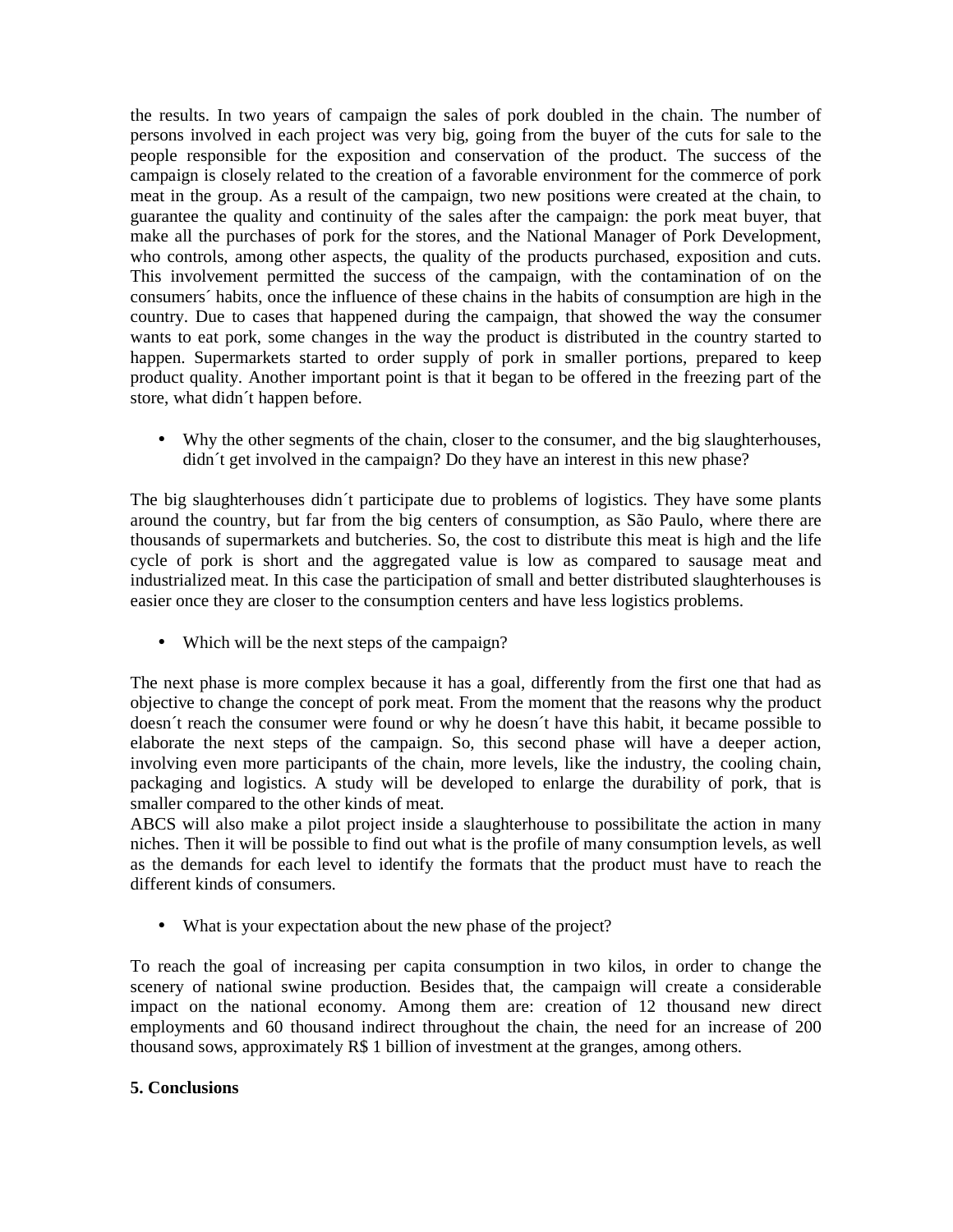the results. In two years of campaign the sales of pork doubled in the chain. The number of persons involved in each project was very big, going from the buyer of the cuts for sale to the people responsible for the exposition and conservation of the product. The success of the campaign is closely related to the creation of a favorable environment for the commerce of pork meat in the group. As a result of the campaign, two new positions were created at the chain, to guarantee the quality and continuity of the sales after the campaign: the pork meat buyer, that make all the purchases of pork for the stores, and the National Manager of Pork Development, who controls, among other aspects, the quality of the products purchased, exposition and cuts. This involvement permitted the success of the campaign, with the contamination of on the consumers´ habits, once the influence of these chains in the habits of consumption are high in the country. Due to cases that happened during the campaign, that showed the way the consumer wants to eat pork, some changes in the way the product is distributed in the country started to happen. Supermarkets started to order supply of pork in smaller portions, prepared to keep product quality. Another important point is that it began to be offered in the freezing part of the store, what didn´t happen before.

- Why the other segments of the chain, closer to the consumer, and the big slaughterhouses, didn´t get involved in the campaign? Do they have an interest in this new phase?

The big slaughterhouses didn´t participate due to problems of logistics. They have some plants around the country, but far from the big centers of consumption, as São Paulo, where there are thousands of supermarkets and butcheries. So, the cost to distribute this meat is high and the life cycle of pork is short and the aggregated value is low as compared to sausage meat and industrialized meat. In this case the participation of small and better distributed slaughterhouses is easier once they are closer to the consumption centers and have less logistics problems.

- Which will be the next steps of the campaign?

The next phase is more complex because it has a goal, differently from the first one that had as objective to change the concept of pork meat. From the moment that the reasons why the product doesn´t reach the consumer were found or why he doesn´t have this habit, it became possible to elaborate the next steps of the campaign. So, this second phase will have a deeper action, involving even more participants of the chain, more levels, like the industry, the cooling chain, packaging and logistics. A study will be developed to enlarge the durability of pork, that is smaller compared to the other kinds of meat.
ABCS will also make a pilot project inside a slaughterhouse to possibilitate the action in many niches. Then it will be possible to find out what is the profile of many consumption levels, as well as the demands for each level to identify the formats that the product must have to reach the different kinds of consumers.

- What is your expectation about the new phase of the project?

To reach the goal of increasing per capita consumption in two kilos, in order to change the scenery of national swine production. Besides that, the campaign will create a considerable impact on the national economy. Among them are: creation of 12 thousand new direct employments and 60 thousand indirect throughout the chain, the need for an increase of 200 thousand sows, approximately R$ 1 billion of investment at the granges, among others.

**5. Conclusions**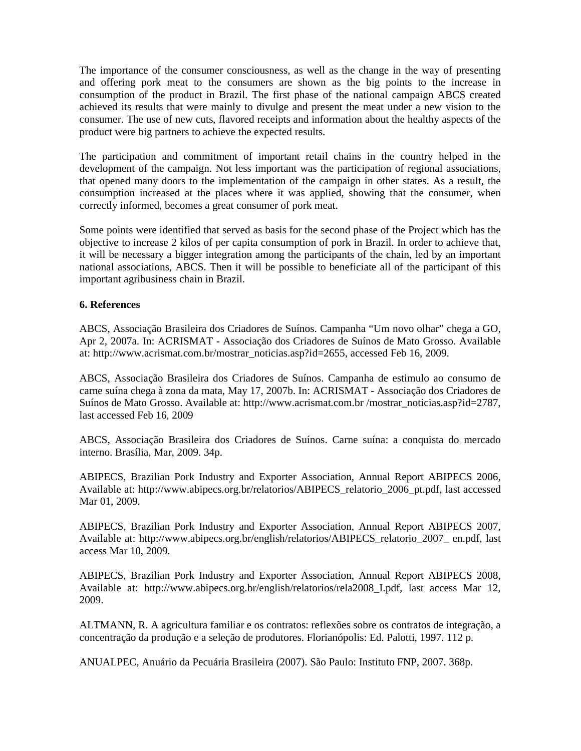The importance of the consumer consciousness, as well as the change in the way of presenting and offering pork meat to the consumers are shown as the big points to the increase in consumption of the product in Brazil. The first phase of the national campaign ABCS created achieved its results that were mainly to divulge and present the meat under a new vision to the consumer. The use of new cuts, flavored receipts and information about the healthy aspects of the product were big partners to achieve the expected results.

The participation and commitment of important retail chains in the country helped in the development of the campaign. Not less important was the participation of regional associations, that opened many doors to the implementation of the campaign in other states. As a result, the consumption increased at the places where it was applied, showing that the consumer, when correctly informed, becomes a great consumer of pork meat.

Some points were identified that served as basis for the second phase of the Project which has the objective to increase 2 kilos of per capita consumption of pork in Brazil. In order to achieve that, it will be necessary a bigger integration among the participants of the chain, led by an important national associations, ABCS. Then it will be possible to beneficiate all of the participant of this important agribusiness chain in Brazil.

**6. References**

ABCS, Associação Brasileira dos Criadores de Suínos. Campanha “Um novo olhar” chega a GO, Apr 2, 2007a. In: ACRISMAT - Associação dos Criadores de Suínos de Mato Grosso. Available at: http://www.acrismat.com.br/mostrar_noticias.asp?id=2655, accessed Feb 16, 2009.

ABCS, Associação Brasileira dos Criadores de Suínos. Campanha de estimulo ao consumo de carne suína chega à zona da mata, May 17, 2007b. In: ACRISMAT - Associação dos Criadores de Suínos de Mato Grosso. Available at: http://www.acrismat.com.br /mostrar_noticias.asp?id=2787, last accessed Feb 16, 2009

ABCS, Associação Brasileira dos Criadores de Suínos. Carne suína: a conquista do mercado interno. Brasília, Mar, 2009. 34p.

ABIPECS, Brazilian Pork Industry and Exporter Association, Annual Report ABIPECS 2006, Available at: http://www.abipecs.org.br/relatorios/ABIPECS_relatorio_2006_pt.pdf, last accessed Mar 01, 2009.

ABIPECS, Brazilian Pork Industry and Exporter Association, Annual Report ABIPECS 2007, Available at: http://www.abipecs.org.br/english/relatorios/ABIPECS_relatorio_2007_ en.pdf, last access Mar 10, 2009.

ABIPECS, Brazilian Pork Industry and Exporter Association, Annual Report ABIPECS 2008, Available at: http://www.abipecs.org.br/english/relatorios/rela2008_I.pdf, last access Mar 12, 2009.

ALTMANN, R. A agricultura familiar e os contratos: reflexões sobre os contratos de integração, a concentração da produção e a seleção de produtores. Florianópolis: Ed. Palotti, 1997. 112 p.

ANUALPEC, Anuário da Pecuária Brasileira (2007). São Paulo: Instituto FNP, 2007. 368p.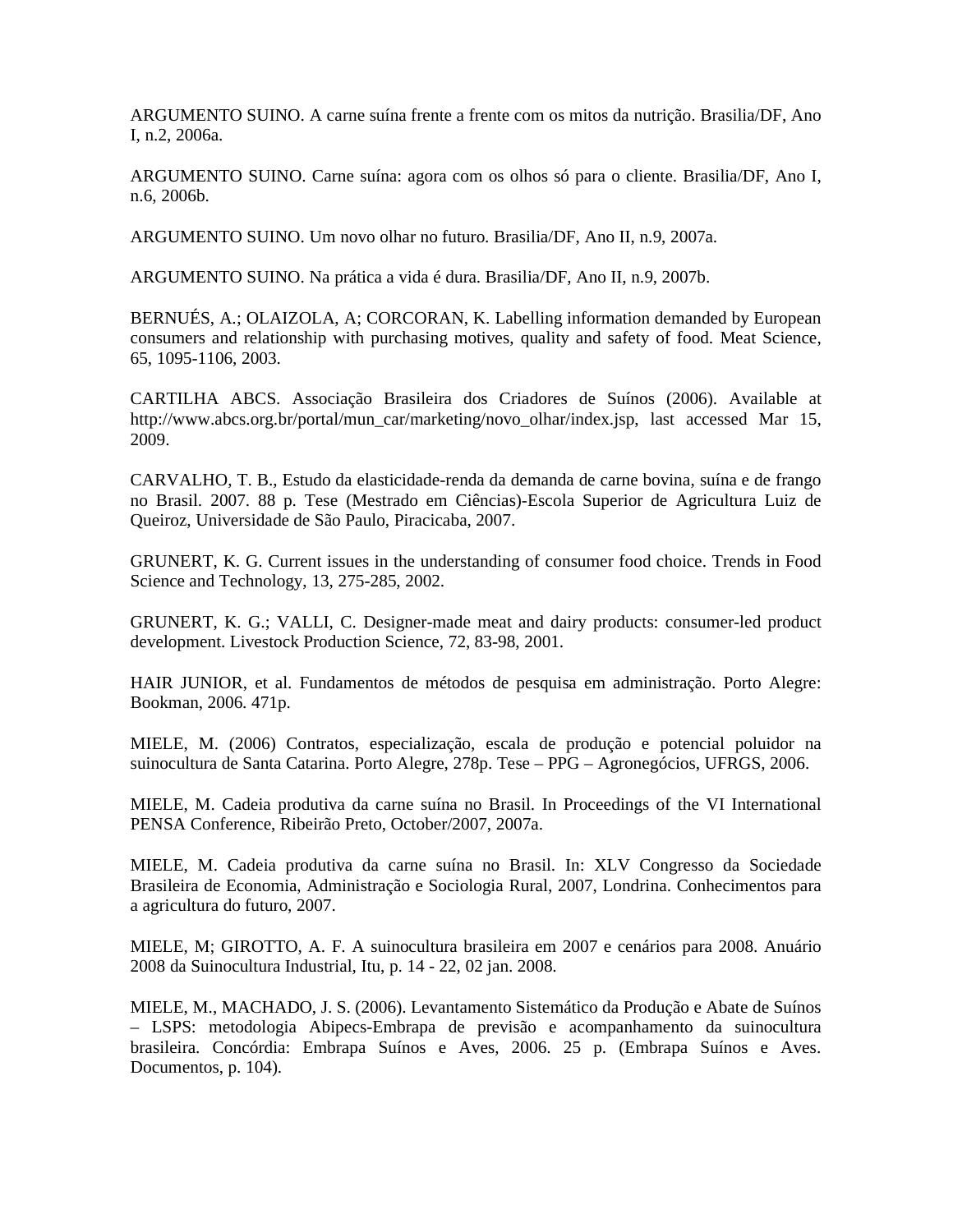ARGUMENTO SUINO. A carne suína frente a frente com os mitos da nutrição. Brasilia/DF, Ano I, n.2, 2006a.

ARGUMENTO SUINO. Carne suína: agora com os olhos só para o cliente. Brasilia/DF, Ano I, n.6, 2006b.

ARGUMENTO SUINO. Um novo olhar no futuro. Brasilia/DF, Ano II, n.9, 2007a.

ARGUMENTO SUINO. Na prática a vida é dura. Brasilia/DF, Ano II, n.9, 2007b.

BERNUÉS, A.; OLAIZOLA, A; CORCORAN, K. Labelling information demanded by European consumers and relationship with purchasing motives, quality and safety of food. Meat Science, 65, 1095-1106, 2003.

CARTILHA ABCS. Associação Brasileira dos Criadores de Suínos (2006). Available at http://www.abcs.org.br/portal/mun_car/marketing/novo_olhar/index.jsp, last accessed Mar 15, 2009.

CARVALHO, T. B., Estudo da elasticidade-renda da demanda de carne bovina, suína e de frango no Brasil. 2007. 88 p. Tese (Mestrado em Ciências)-Escola Superior de Agricultura Luiz de Queiroz, Universidade de São Paulo, Piracicaba, 2007.

GRUNERT, K. G. Current issues in the understanding of consumer food choice. Trends in Food Science and Technology, 13, 275-285, 2002.

GRUNERT, K. G.; VALLI, C. Designer-made meat and dairy products: consumer-led product development. Livestock Production Science, 72, 83-98, 2001.

HAIR JUNIOR, et al. Fundamentos de métodos de pesquisa em administração. Porto Alegre: Bookman, 2006. 471p.

MIELE, M. (2006) Contratos, especialização, escala de produção e potencial poluidor na suinocultura de Santa Catarina. Porto Alegre, 278p. Tese – PPG – Agronegócios, UFRGS, 2006.

MIELE, M. Cadeia produtiva da carne suína no Brasil. In Proceedings of the VI International PENSA Conference, Ribeirão Preto, October/2007, 2007a.

MIELE, M. Cadeia produtiva da carne suína no Brasil. In: XLV Congresso da Sociedade Brasileira de Economia, Administração e Sociologia Rural, 2007, Londrina. Conhecimentos para a agricultura do futuro, 2007.

MIELE, M; GIROTTO, A. F. A suinocultura brasileira em 2007 e cenários para 2008. Anuário 2008 da Suinocultura Industrial, Itu, p. 14 - 22, 02 jan. 2008.

MIELE, M., MACHADO, J. S. (2006). Levantamento Sistemático da Produção e Abate de Suínos – LSPS: metodologia Abipecs-Embrapa de previsão e acompanhamento da suinocultura brasileira. Concórdia: Embrapa Suínos e Aves, 2006. 25 p. (Embrapa Suínos e Aves. Documentos, p. 104).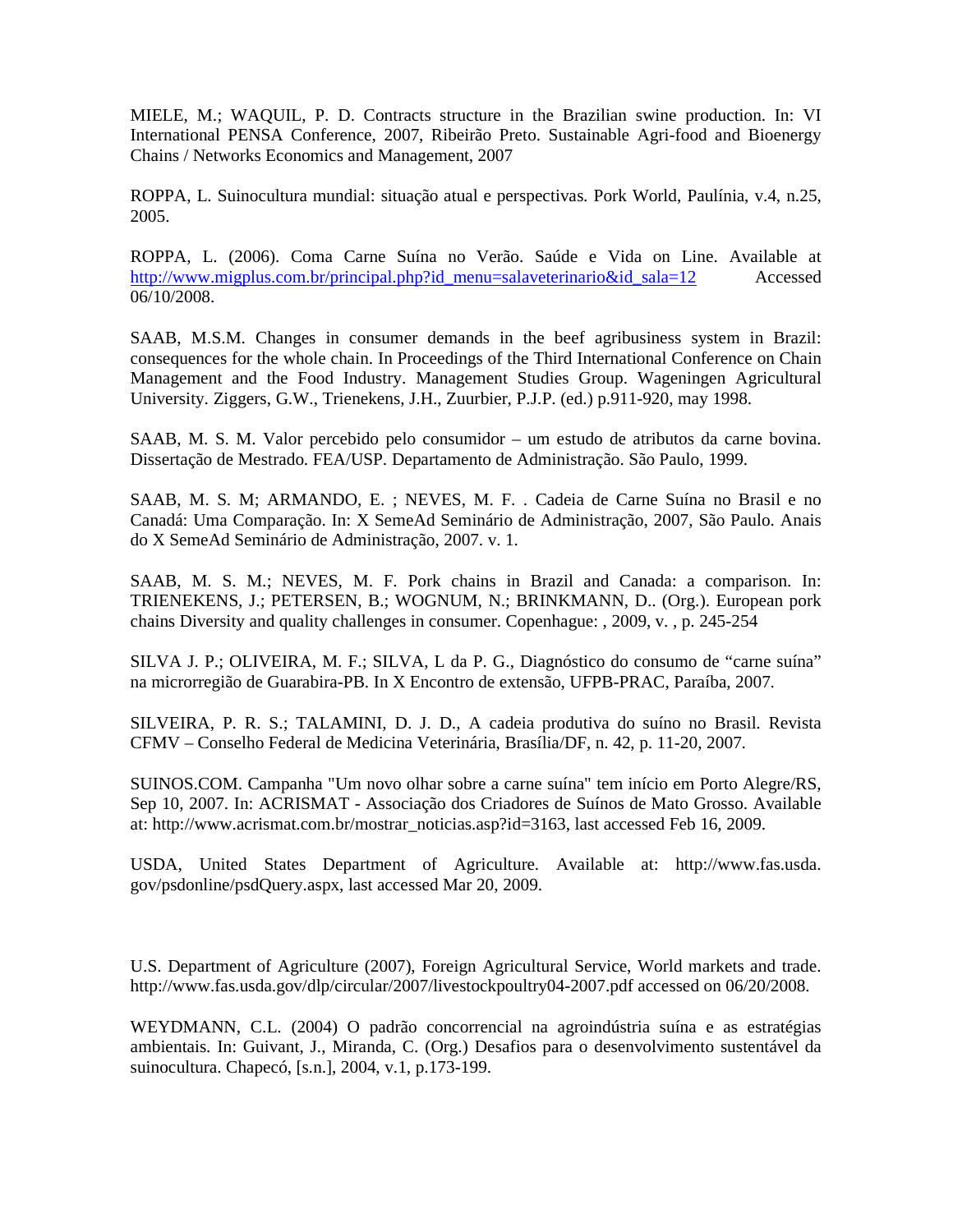MIELE, M.; WAQUIL, P. D. Contracts structure in the Brazilian swine production. In: VI International PENSA Conference, 2007, Ribeirão Preto. Sustainable Agri-food and Bioenergy Chains / Networks Economics and Management, 2007

ROPPA, L. Suinocultura mundial: situação atual e perspectivas. Pork World, Paulínia, v.4, n.25, 2005.

ROPPA, L. (2006). Coma Carne Suína no Verão. Saúde e Vida on Line. Available at http://www.migplus.com.br/principal.php?id_menu=salaveterinario&id_sala=12 Accessed 06/10/2008.

SAAB, M.S.M. Changes in consumer demands in the beef agribusiness system in Brazil: consequences for the whole chain. In Proceedings of the Third International Conference on Chain Management and the Food Industry. Management Studies Group. Wageningen Agricultural University. Ziggers, G.W., Trienekens, J.H., Zuurbier, P.J.P. (ed.) p.911-920, may 1998.

SAAB, M. S. M. Valor percebido pelo consumidor – um estudo de atributos da carne bovina. Dissertação de Mestrado. FEA/USP. Departamento de Administração. São Paulo, 1999.

SAAB, M. S. M; ARMANDO, E. ; NEVES, M. F. . Cadeia de Carne Suína no Brasil e no Canadá: Uma Comparação. In: X SemeAd Seminário de Administração, 2007, São Paulo. Anais do X SemeAd Seminário de Administração, 2007. v. 1.

SAAB, M. S. M.; NEVES, M. F. Pork chains in Brazil and Canada: a comparison. In: TRIENEKENS, J.; PETERSEN, B.; WOGNUM, N.; BRINKMANN, D.. (Org.). European pork chains Diversity and quality challenges in consumer. Copenhague: , 2009, v. , p. 245-254

SILVA J. P.; OLIVEIRA, M. F.; SILVA, L da P. G., Diagnóstico do consumo de "carne suína" na microrregião de Guarabira-PB. In X Encontro de extensão, UFPB-PRAC, Paraíba, 2007.

SILVEIRA, P. R. S.; TALAMINI, D. J. D., A cadeia produtiva do suíno no Brasil. Revista CFMV – Conselho Federal de Medicina Veterinária, Brasília/DF, n. 42, p. 11-20, 2007.

SUINOS.COM. Campanha "Um novo olhar sobre a carne suína" tem início em Porto Alegre/RS, Sep 10, 2007. In: ACRISMAT - Associação dos Criadores de Suínos de Mato Grosso. Available at: http://www.acrismat.com.br/mostrar_noticias.asp?id=3163, last accessed Feb 16, 2009.

USDA, United States Department of Agriculture. Available at: http://www.fas.usda.gov/psdonline/psdQuery.aspx, last accessed Mar 20, 2009.

U.S. Department of Agriculture (2007), Foreign Agricultural Service, World markets and trade. http://www.fas.usda.gov/dlp/circular/2007/livestockpoultry04-2007.pdf accessed on 06/20/2008.

WEYDMANN, C.L. (2004) O padrão concorrencial na agroindústria suína e as estratégias ambientais. In: Guivant, J., Miranda, C. (Org.) Desafios para o desenvolvimento sustentável da suinocultura. Chapecó, [s.n.], 2004, v.1, p.173-199.